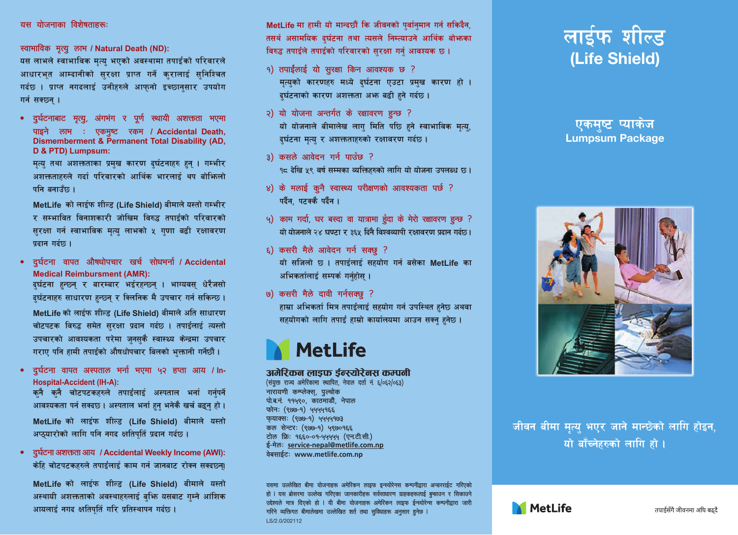# लाईफ शील्ड (Life Shield)

## एकमुष्ट प्याकेज
## Lumpsum Package

जीवन बीमा मृत्यु भएर जाने मान्छेको लागि होइन, यो बाँच्नेहरुको लागि हो ।

MetLife

तपाईंसँगै जीवनमा अघि बढ्दै

---

### यस योजनाका विशेषताहरुः

**स्वाभाविक मृत्यु लाभ / Natural Death (ND):**

यस लाभले स्वाभाविक मृत्यु भएको अवस्थामा तपाईको परिवारले आधारभूत आम्दानीको सुरक्षा प्राप्त गर्ने कुरालाई सुनिश्चित गर्दछ । प्राप्त नगदलाई उनीहरुले आफ्नो इच्छानुसार उपयोग गर्न सक्छन् ।

- **दुर्घटनाबाट मृत्यु, अंगभंग र पूर्ण स्थायी अशक्तता भएमा पाइने लाभ : एकमुष्ट रकम / Accidental Death, Dismemberment & Permanent Total Disability (AD, D & PTD) Lumpsum:**

  मृत्यु तथा अशक्तताका प्रमुख कारण दुर्घटनाहरु हुन् । गम्भीर अशक्तताहरुले गर्दा परिवारको आर्थिक भारलाई थप बोझिलो पनि बनाउँछ ।

  MetLife को लाईफ शील्ड (Life Shield) बीमाले यस्तो गम्भीर र सम्भावित विनाशकारी जोखिम विरुद्ध तपाईंको परिवारको सुरक्षा गर्न स्वाभाविक मृत्यु लाभको ५ गुणा बढी रक्षावरण प्रदान गर्दछ ।

- **दुर्घटना वापत औषधोपचार खर्च सोधभर्ना / Accidental Medical Reimbursment (AMR):**

  दुर्घटना हुन्छन् र बारम्बार भईरहन्छन् । भाग्यवस् धेरैजसो दुर्घटनाहरु साधारण हुन्छन् र क्लिनिक मै उपचार गर्न सकिन्छ ।

  MetLife को लाईफ शील्ड (Life Shield) बीमाले अति साधारण चोटपटक विरुद्ध समेत सुरक्षा प्रदान गर्दछ । तपाईंलाई त्यस्तो उपचारको आवश्यकता परेमा जुनसुकै स्वास्थ्य केन्द्रमा उपचार गराए पनि हामी तपाईंको औषधोपचार बिलको भुक्तानी गर्नेछौं ।

- **दुर्घटना वापत अस्पताल भर्ना भएमा ५२ हप्ता आय / In-Hospital-Accident (IH-A):**

  कुनै कुनै चोटपटकहरुले तपाईंलाई अस्पताल भर्ना गर्नुपर्ने आवश्यकता पर्न सक्दछ । अस्पताल भर्ना हुनु भनेकै खर्च बढ्नु हो ।

  MetLife को लाईफ शील्ड (Life Shield) बीमाले यस्तो अप्ठ्यारोको लागि पनि नगद क्षतिपूर्ति प्रदान गर्दछ ।

- **दुर्घटना अशक्तता आय / Accidental Weekly Income (AWI):**

  केहि चोटपटकहरुले तपाईंलाई काम गर्न जानबाट रोक्न सक्दछन्।

  MetLife को लाईफ शील्ड (Life Shield) बीमाले यस्तो अस्थायी अशक्तताको अवस्थाहरुलाई बुझि यसबाट गुम्ने आंशिक आयलाई नगद क्षतिपूर्ति गरि प्रतिस्थापन गर्दछ ।

---

**MetLife मा हामी यो मान्दछौं कि जीवनको पूर्वानुमान गर्न सकिदैन, तसर्थ असामयिक दुर्घटना तथा त्यसले निम्त्याउने आर्थिक बोझका विरुद्ध तपाईंले तपाईंको परिवारको सुरक्षा गर्नु आवश्यक छ ।**

१) **तपाईंलाई यो सुरक्षा किन आवश्यक छ ?**
मृत्युको कारणहरु मध्ये दुर्घटना एउटा प्रमुख कारण हो । दुर्घटनाको कारण अशक्तता अझ बढी हुने गर्दछ ।

२) **यो योजना अन्तर्गत के रक्षावरण हुन्छ ?**
यो योजनाले बीमालेख लागु मिति पछि हुने स्वाभाविक मृत्यु, दुर्घटना मृत्यु र अशक्तताहरुको रक्षावरण गर्दछ ।

३) **कसले आवेदन गर्न पाउँछ ?**
१८ देखि ५९ वर्ष सम्मका व्यक्तिहरुको लागि यो योजना उपलब्ध छ ।

४) **के मलाई कुनै स्वास्थ्य परीक्षणको आवश्यकता पर्छ ?**
पर्दैन, पटक्कै पर्दैन ।

५) **काम गर्दा, घर बस्दा वा यात्रामा हुँदा के मेरो रक्षावरण हुन्छ ?**
यो योजनाले २४ घण्टा र ३६५ दिनै विश्वव्यापी रक्षावरण प्रदान गर्दछ ।

६) **कसरी मैले आवेदन गर्न सक्छु ?**
यो सजिलो छ । तपाईंलाई सहयोग गर्न बसेका MetLife का अभिकर्तालाई सम्पर्क गर्नुहोस् ।

७) **कसरी मैले दावी गर्नसक्छु ?**
हाम्रा अभिकर्ता मित्र तपाईंलाई सहयोग गर्न उपस्थित हुनेछ अथवा सहयोगको लागि तपाई हाम्रो कार्यालयमा आउन सक्नु हुनेछ ।

MetLife

**अमेरिकन लाइफ ईन्स्योरेनस कम्पनी**
(संयुक्त राज्य अमेरिकामा स्थापित, नेपाल दर्ता नं. ६/०६२/०६३)
नारायणी कम्प्लेक्स, पुल्चोक
पो.ब.नं. ११५९०, काठमाडौं, नेपाल
फोनः (९७७-१) ५५५५१६६
फ्याक्सः (९७७-१) ५५५५१७३
कल सेन्टरः (९७७-१) ५९७०१६६
टोल फ्रिः १६६०-०१-५५५५५ (एनटीसी.)
ई-मेलः service-nepal@metlife.com.np
वेबसाईटः www.metlife.com.np

यसमा उल्लेखित बीमा योजनाहरू अमेरिकन लाइफ इन्स्योरेन्स कम्पनीद्वारा अन्डरराईट गरिएको हो । यस ब्रोसरमा उल्लेख गरिएका जानकारीहरू सर्वसाधारण ग्राहकहरूलाई बुझाउन र सिकाउने उद्देश्यले मात्र दिएको हो । यी बीमा योजनाहरू अमेरिकन लाइफ ईन्स्योरेन्स कम्पनीद्वारा जारी गरिने व्यक्तिगत बीमालेखमा उल्लेखित शर्त तथा सुविधाहरू अनुसार हुनेछ ।
LS/2.0/202112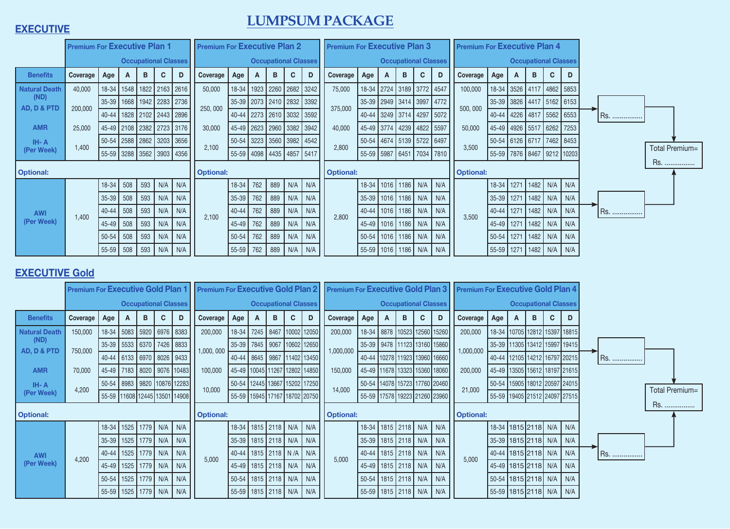# LUMPSUM PACKAGE

## EXECUTIVE

| Benefits | Premium For Executive Plan 1 | | | | | | Premium For Executive Plan 2 | | | | | | Premium For Executive Plan 3 | | | | | | Premium For Executive Plan 4 | | | | | |
|---|---|---|---|---|---|---|---|---|---|---|---|---|---|---|---|---|---|---|---|---|---|---|---|---|
| | | | Occupational Classes | | | | | | Occupational Classes | | | | | | Occupational Classes | | | | | | Occupational Classes | | | |
| | Coverage | Age | A | B | C | D | Coverage | Age | A | B | C | D | Coverage | Age | A | B | C | D | Coverage | Age | A | B | C | D |
| Natural Death (ND) | 40,000 | 18-34 | 1548 | 1822 | 2163 | 2616 | 50,000 | 18-34 | 1923 | 2260 | 2682 | 3242 | 75,000 | 18-34 | 2724 | 3189 | 3772 | 4547 | 100,000 | 18-34 | 3526 | 4117 | 4862 | 5853 |
| AD, D & PTD | 200,000 | 35-39 | 1668 | 1942 | 2283 | 2736 | 250, 000 | 35-39 | 2073 | 2410 | 2832 | 3392 | 375,000 | 35-39 | 2949 | 3414 | 3997 | 4772 | 500, 000 | 35-39 | 3826 | 4417 | 5162 | 6153 |
| | | 40-44 | 1828 | 2102 | 2443 | 2896 | | 40-44 | 2273 | 2610 | 3032 | 3592 | | 40-44 | 3249 | 3714 | 4297 | 5072 | | 40-44 | 4226 | 4817 | 5562 | 6553 |
| AMR | 25,000 | 45-49 | 2108 | 2382 | 2723 | 3176 | 30,000 | 45-49 | 2623 | 2960 | 3382 | 3942 | 40,000 | 45-49 | 3774 | 4239 | 4822 | 5597 | 50,000 | 45-49 | 4926 | 5517 | 6262 | 7253 |
| IH- A (Per Week) | 1,400 | 50-54 | 2588 | 2862 | 3203 | 3656 | 2,100 | 50-54 | 3223 | 3560 | 3982 | 4542 | 2,800 | 50-54 | 4674 | 5139 | 5722 | 6497 | 3,500 | 50-54 | 6126 | 6717 | 7462 | 8453 |
| | | 55-59 | 3288 | 3562 | 3903 | 4356 | | 55-59 | 4098 | 4435 | 4857 | 5417 | | 55-59 | 5987 | 6451 | 7034 | 7810 | | 55-59 | 7876 | 8467 | 9212 | 10203 |
| **Optional:** | | | | | | | | | | | | | | | | | | | | | | | | |
| AWI (Per Week) | 1,400 | 18-34 | 508 | 593 | N/A | N/A | 2,100 | 18-34 | 762 | 889 | N/A | N/A | 2,800 | 18-34 | 1016 | 1186 | N/A | N/A | 3,500 | 18-34 | 1271 | 1482 | N/A | N/A |
| | | 35-39 | 508 | 593 | N/A | N/A | | 35-39 | 762 | 889 | N/A | N/A | | 35-39 | 1016 | 1186 | N/A | N/A | | 35-39 | 1271 | 1482 | N/A | N/A |
| | | 40-44 | 508 | 593 | N/A | N/A | | 40-44 | 762 | 889 | N/A | N/A | | 40-44 | 1016 | 1186 | N/A | N/A | | 40-44 | 1271 | 1482 | N/A | N/A |
| | | 45-49 | 508 | 593 | N/A | N/A | | 45-49 | 762 | 889 | N/A | N/A | | 45-49 | 1016 | 1186 | N/A | N/A | | 45-49 | 1271 | 1482 | N/A | N/A |
| | | 50-54 | 508 | 593 | N/A | N/A | | 50-54 | 762 | 889 | N/A | N/A | | 50-54 | 1016 | 1186 | N/A | N/A | | 50-54 | 1271 | 1482 | N/A | N/A |
| | | 55-59 | 508 | 593 | N/A | N/A | | 55-59 | 762 | 889 | N/A | N/A | | 55-59 | 1016 | 1186 | N/A | N/A | | 55-59 | 1271 | 1482 | N/A | N/A |

Rs. ................

Rs. ................

Total Premium= Rs. ................

## EXECUTIVE Gold

| Benefits | Premium For Executive Gold Plan 1 | | | | | | Premium For Executive Gold Plan 2 | | | | | | Premium For Executive Gold Plan 3 | | | | | | Premium For Executive Gold Plan 4 | | | | | |
|---|---|---|---|---|---|---|---|---|---|---|---|---|---|---|---|---|---|---|---|---|---|---|---|---|
| | | | Occupational Classes | | | | | | Occupational Classes | | | | | | Occupational Classes | | | | | | Occupational Classes | | | |
| | Coverage | Age | A | B | C | D | Coverage | Age | A | B | C | D | Coverage | Age | A | B | C | D | Coverage | Age | A | B | C | D |
| Natural Death (ND) | 150,000 | 18-34 | 5083 | 5920 | 6976 | 8383 | 200,000 | 18-34 | 7245 | 8467 | 10002 | 12050 | 200,000 | 18-34 | 8878 | 10523 | 12560 | 15260 | 200,000 | 18-34 | 10705 | 12812 | 15397 | 18815 |
| AD, D & PTD | 750,000 | 35-39 | 5533 | 6370 | 7426 | 8833 | 1,000, 000 | 35-39 | 7845 | 9067 | 10602 | 12650 | 1,000,000 | 35-39 | 9478 | 11123 | 13160 | 15860 | 1,000,000 | 35-39 | 11305 | 13412 | 15997 | 19415 |
| | | 40-44 | 6133 | 6970 | 8026 | 9433 | | 40-44 | 8645 | 9867 | 11402 | 13450 | | 40-44 | 10278 | 11923 | 13960 | 16660 | | 40-44 | 12105 | 14212 | 16797 | 20215 |
| AMR | 70,000 | 45-49 | 7183 | 8020 | 9076 | 10483 | 100,000 | 45-49 | 10045 | 11267 | 12802 | 14850 | 150,000 | 45-49 | 11678 | 13323 | 15360 | 18060 | 200,000 | 45-49 | 13505 | 15612 | 18197 | 21615 |
| IH- A (Per Week) | 4,200 | 50-54 | 8983 | 9820 | 10876 | 12283 | 10,000 | 50-54 | 12445 | 13667 | 15202 | 17250 | 14,000 | 50-54 | 14078 | 15723 | 17760 | 20460 | 21,000 | 50-54 | 15905 | 18012 | 20597 | 24015 |
| | | 55-59 | 11608 | 12445 | 13501 | 14908 | | 55-59 | 15945 | 17167 | 18702 | 20750 | | 55-59 | 17578 | 19223 | 21260 | 23960 | | 55-59 | 19405 | 21512 | 24097 | 27515 |
| **Optional:** | | | | | | | | | | | | | | | | | | | | | | | | |
| AWI (Per Week) | 4,200 | 18-34 | 1525 | 1779 | N/A | N/A | 5,000 | 18-34 | 1815 | 2118 | N/A | N/A | 5,000 | 18-34 | 1815 | 2118 | N/A | N/A | 5,000 | 18-34 | 1815 | 2118 | N/A | N/A |
| | | 35-39 | 1525 | 1779 | N/A | N/A | | 35-39 | 1815 | 2118 | N/A | N/A | | 35-39 | 1815 | 2118 | N/A | N/A | | 35-39 | 1815 | 2118 | N/A | N/A |
| | | 40-44 | 1525 | 1779 | N/A | N/A | | 40-44 | 1815 | 2118 | N /A | N/A | | 40-44 | 1815 | 2118 | N/A | N/A | | 40-44 | 1815 | 2118 | N/A | N/A |
| | | 45-49 | 1525 | 1779 | N/A | N/A | | 45-49 | 1815 | 2118 | N/A | N/A | | 45-49 | 1815 | 2118 | N/A | N/A | | 45-49 | 1815 | 2118 | N/A | N/A |
| | | 50-54 | 1525 | 1779 | N/A | N/A | | 50-54 | 1815 | 2118 | N/A | N/A | | 50-54 | 1815 | 2118 | N/A | N/A | | 50-54 | 1815 | 2118 | N/A | N/A |
| | | 55-59 | 1525 | 1779 | N/A | N/A | | 55-59 | 1815 | 2118 | N/A | N/A | | 55-59 | 1815 | 2118 | N/A | N/A | | 55-59 | 1815 | 2118 | N/A | N/A |

Rs. ................

Rs. ................

Total Premium= Rs. ................